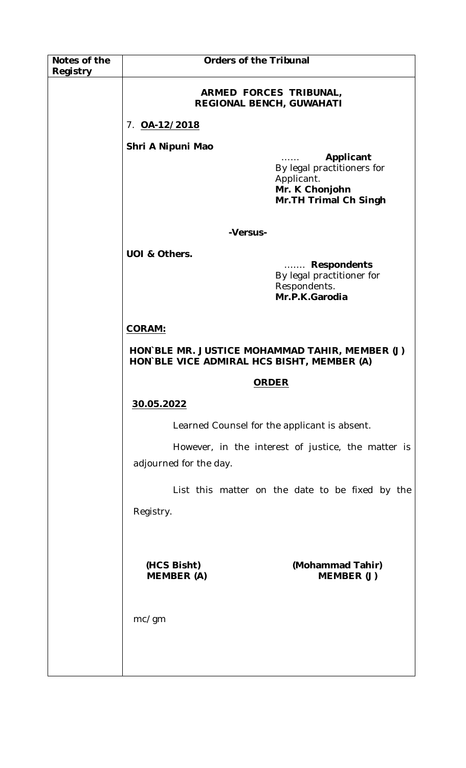| Notes of the Registry | Orders of the Tribunal |
|---|---|
| | **ARMED FORCES TRIBUNAL,**<br>**REGIONAL BENCH, GUWAHATI**<br><br>7. **OA-12/2018**<br><br>**Shri A Nipuni Mao**<br>…… **Applicant**<br>By legal practitioners for Applicant.<br>**Mr. K Chonjohn**<br>**Mr.TH Trimal Ch Singh**<br><br>**-Versus-**<br><br>**UOI & Others.**<br>……. **Respondents**<br>By legal practitioner for Respondents.<br>**Mr.P.K.Garodia**<br><br>**CORAM:**<br><br>**HON`BLE MR. JUSTICE MOHAMMAD TAHIR, MEMBER (J)**<br>**HON`BLE VICE ADMIRAL HCS BISHT, MEMBER (A)**<br><br>**ORDER**<br><br>**30.05.2022**<br><br>Learned Counsel for the applicant is absent.<br><br>However, in the interest of justice, the matter is adjourned for the day.<br><br>List this matter on the date to be fixed by the Registry.<br><br>**(HCS Bisht)** **MEMBER (A)**<br><br>**(Mohammad Tahir)** **MEMBER (J)**<br><br>mc/gm |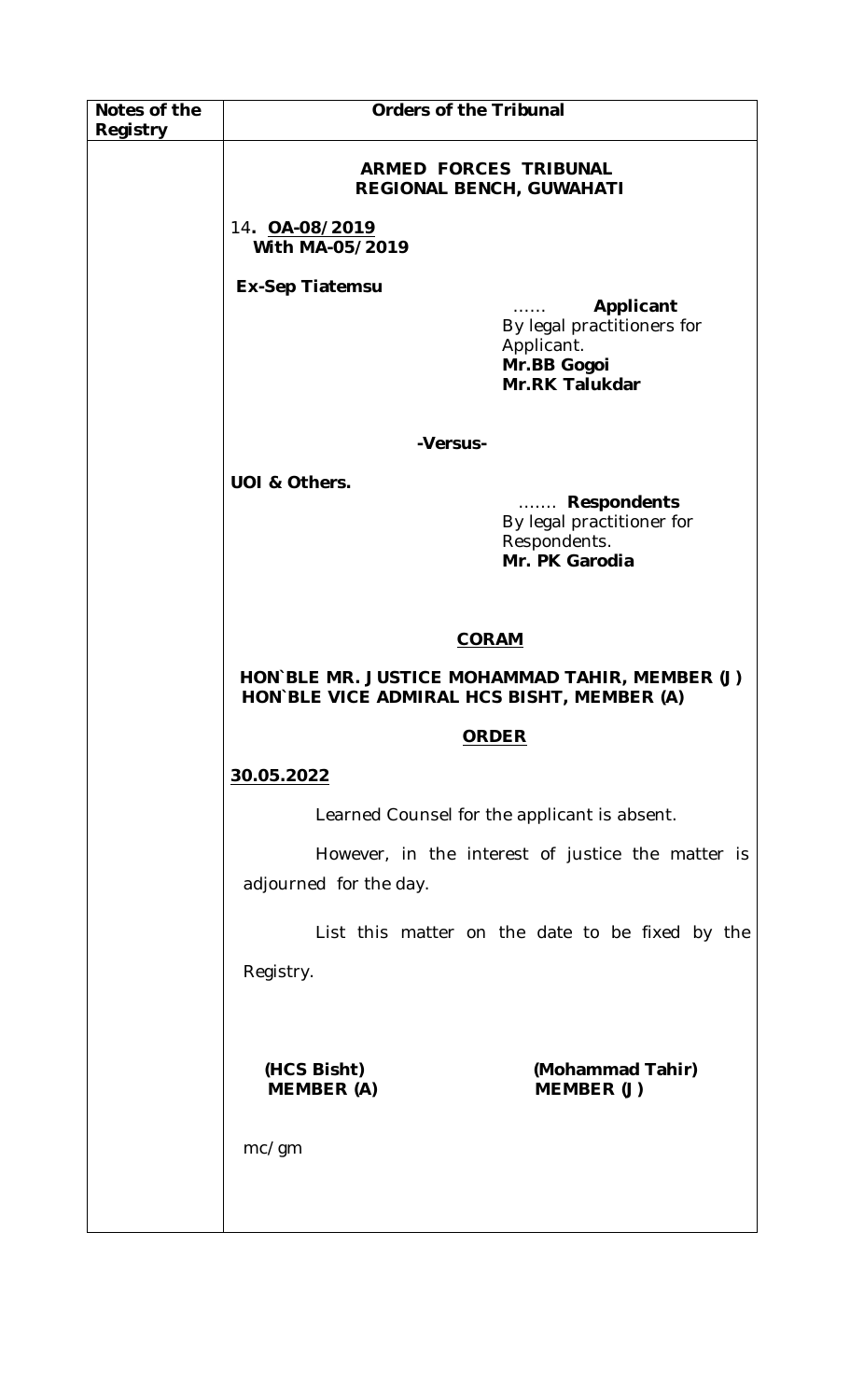| Notes of the Registry | Orders of the Tribunal |
|---|---|
| | |

**ARMED FORCES TRIBUNAL**
**REGIONAL BENCH, GUWAHATI**

14. **OA-08/2019**
**With MA-05/2019**

**Ex-Sep Tiatemsu**

…… **Applicant**
By legal practitioners for Applicant.
**Mr.BB Gogoi**
**Mr.RK Talukdar**

**-Versus-**

**UOI & Others.**

……. **Respondents**
By legal practitioner for Respondents.
**Mr. PK Garodia**

**CORAM**

**HON`BLE MR. JUSTICE MOHAMMAD TAHIR, MEMBER (J)**
**HON`BLE VICE ADMIRAL HCS BISHT, MEMBER (A)**

**ORDER**

**30.05.2022**

Learned Counsel for the applicant is absent.

However, in the interest of justice the matter is adjourned for the day.

List this matter on the date to be fixed by the Registry.

**(HCS Bisht)**
**MEMBER (A)**

**(Mohammad Tahir)**
**MEMBER (J)**

mc/gm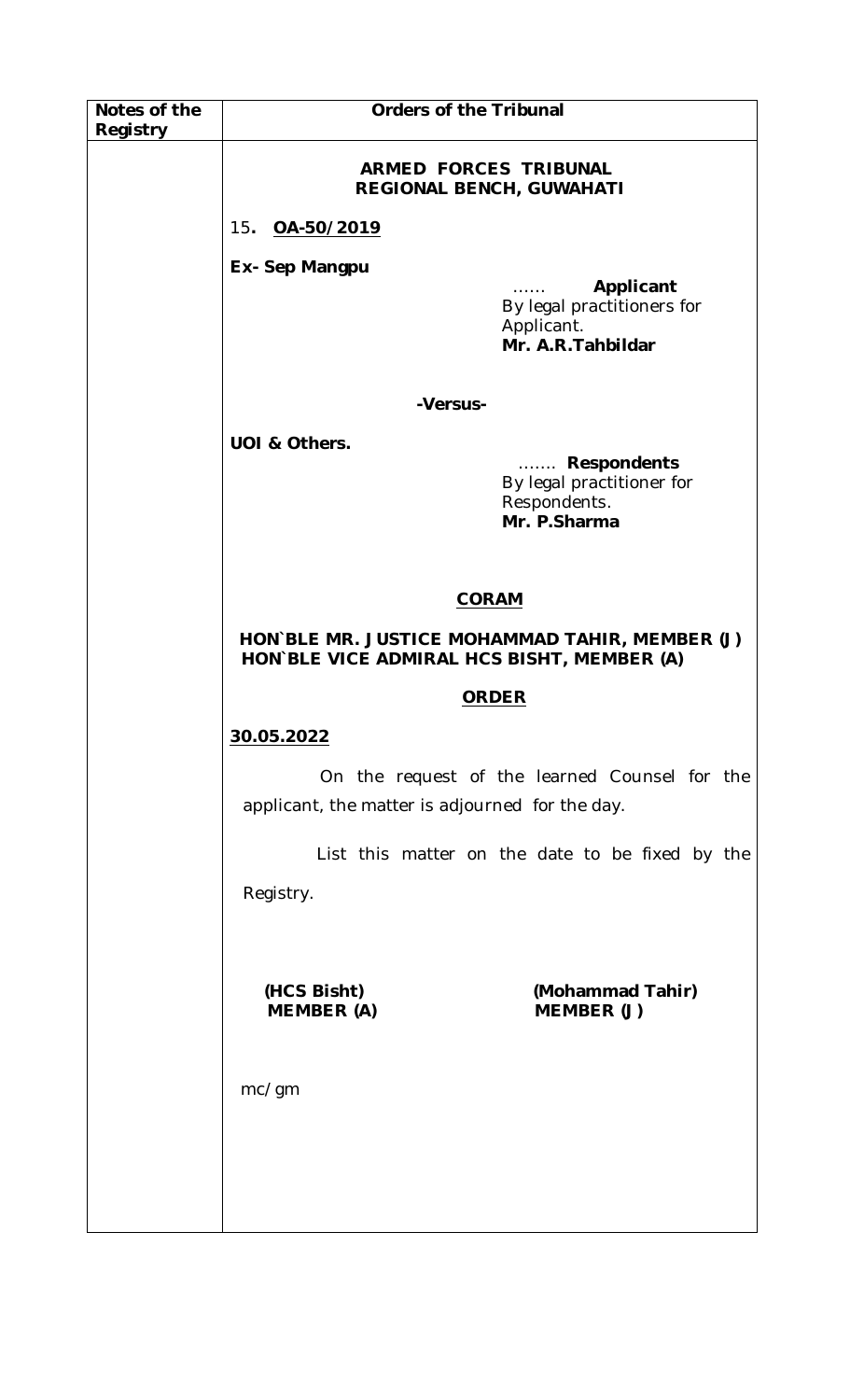| Notes of the Registry | Orders of the Tribunal |
|---|---|

**ARMED FORCES TRIBUNAL**
**REGIONAL BENCH, GUWAHATI**

15**.** **OA-50/2019**

**Ex- Sep Mangpu**

…… **Applicant**
By legal practitioners for Applicant.
**Mr. A.R.Tahbildar**

**-Versus-**

**UOI & Others.**

……. **Respondents**
By legal practitioner for Respondents.
**Mr. P.Sharma**

**CORAM**

**HON`BLE MR. JUSTICE MOHAMMAD TAHIR, MEMBER (J)**
**HON`BLE VICE ADMIRAL HCS BISHT, MEMBER (A)**

**ORDER**

**30.05.2022**

On the request of the learned Counsel for the applicant, the matter is adjourned for the day.

List this matter on the date to be fixed by the Registry.

**(HCS Bisht)**
**MEMBER (A)**

**(Mohammad Tahir)**
**MEMBER (J)**

mc/gm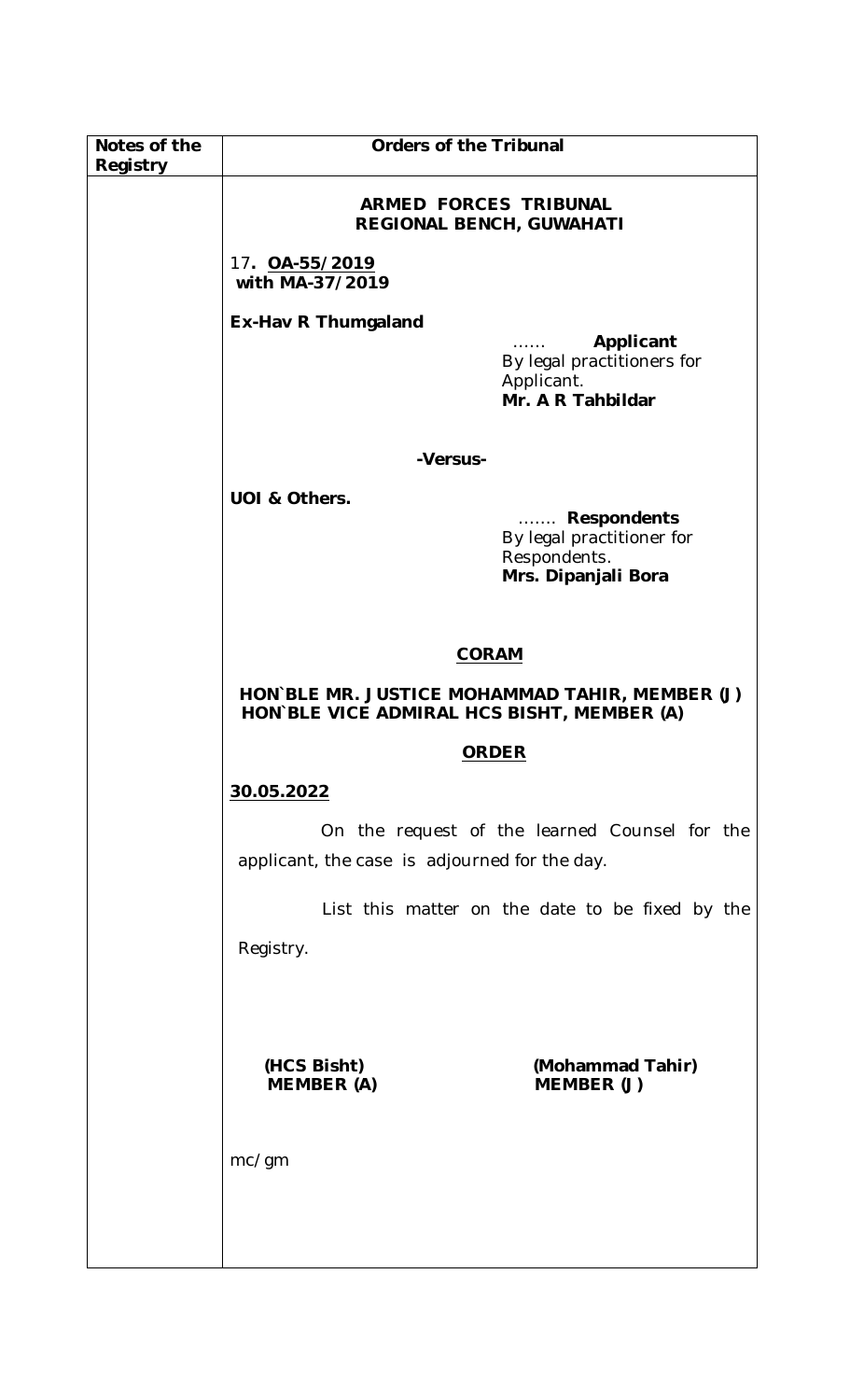| Notes of the Registry | Orders of the Tribunal |
|---|---|

**ARMED FORCES TRIBUNAL**
**REGIONAL BENCH, GUWAHATI**

17**. OA-55/2019**
**with MA-37/2019**

**Ex-Hav R Thumgaland**

...... **Applicant**
By legal practitioners for Applicant.
**Mr. A R Tahbildar**

**-Versus-**

**UOI & Others.**

....... **Respondents**
By legal practitioner for Respondents.
**Mrs. Dipanjali Bora**

**CORAM**

**HON`BLE MR. JUSTICE MOHAMMAD TAHIR, MEMBER (J)**
**HON`BLE VICE ADMIRAL HCS BISHT, MEMBER (A)**

**ORDER**

**30.05.2022**

On the request of the learned Counsel for the applicant, the case is adjourned for the day.

List this matter on the date to be fixed by the Registry.

**(HCS Bisht)**
**MEMBER (A)**

**(Mohammad Tahir)**
**MEMBER (J)**

mc/gm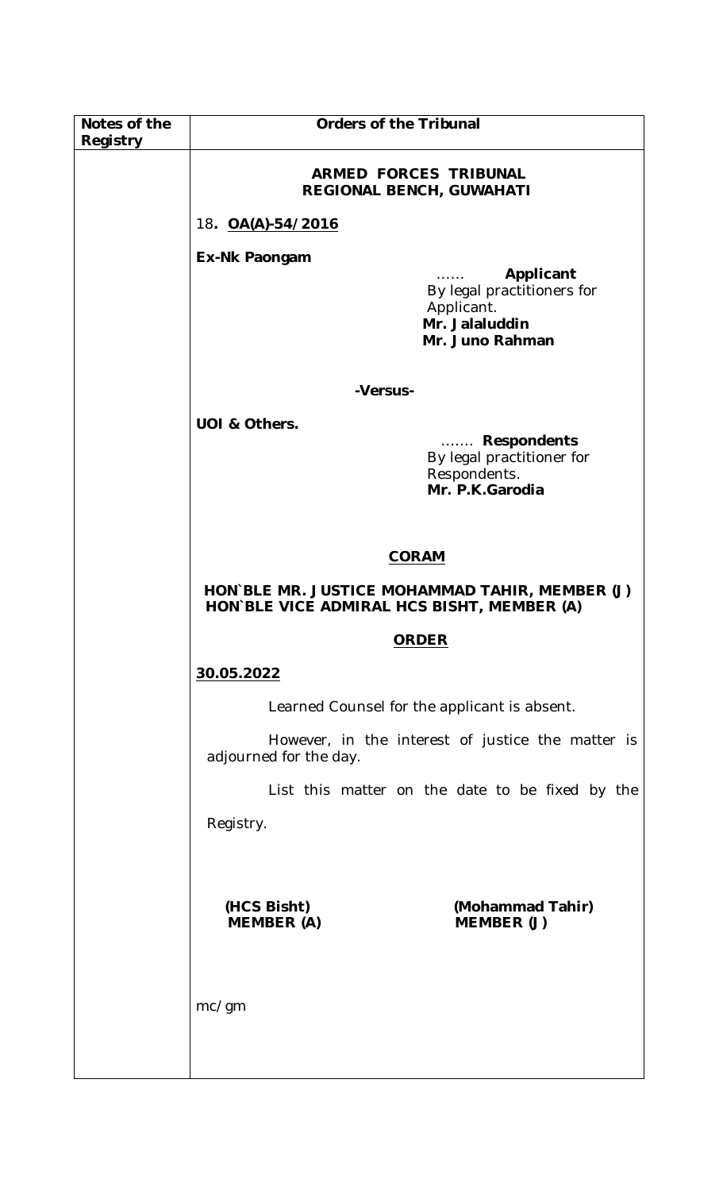| Notes of the Registry | Orders of the Tribunal |
|---|---|
| | |

**ARMED FORCES TRIBUNAL**
**REGIONAL BENCH, GUWAHATI**

18**. OA(A)-54/2016**

**Ex-Nk Paongam**

…… **Applicant**
By legal practitioners for Applicant.
**Mr. Jalaluddin**
**Mr. Juno Rahman**

**-Versus-**

**UOI & Others.**

……. **Respondents**
By legal practitioner for Respondents.
**Mr. P.K.Garodia**

**CORAM**

**HON`BLE MR. JUSTICE MOHAMMAD TAHIR, MEMBER (J)**
**HON`BLE VICE ADMIRAL HCS BISHT, MEMBER (A)**

**ORDER**

**30.05.2022**

Learned Counsel for the applicant is absent.

However, in the interest of justice the matter is adjourned for the day.

List this matter on the date to be fixed by the Registry.

**(HCS Bisht)**
**MEMBER (A)**

**(Mohammad Tahir)**
**MEMBER (J)**

mc/gm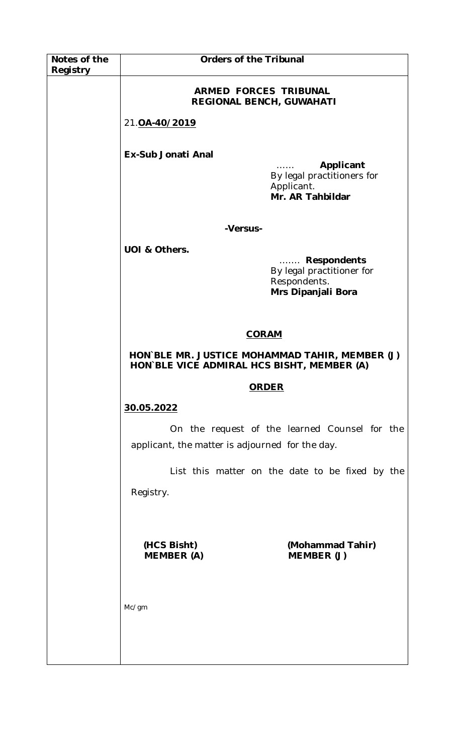| Notes of the Registry | Orders of the Tribunal |
|---|---|
| | |

**ARMED FORCES TRIBUNAL**
**REGIONAL BENCH, GUWAHATI**

21.**OA-40/2019**

**Ex-Sub Jonati Anal**

…… **Applicant**
By legal practitioners for Applicant.
**Mr. AR Tahbildar**

**-Versus-**

**UOI & Others.**

……. **Respondents**
By legal practitioner for Respondents.
**Mrs Dipanjali Bora**

**CORAM**

**HON`BLE MR. JUSTICE MOHAMMAD TAHIR, MEMBER (J)**
**HON`BLE VICE ADMIRAL HCS BISHT, MEMBER (A)**

**ORDER**

**30.05.2022**

On the request of the learned Counsel for the applicant, the matter is adjourned for the day.

List this matter on the date to be fixed by the Registry.

**(HCS Bisht)**
**MEMBER (A)**

**(Mohammad Tahir)**
**MEMBER (J)**

Mc/gm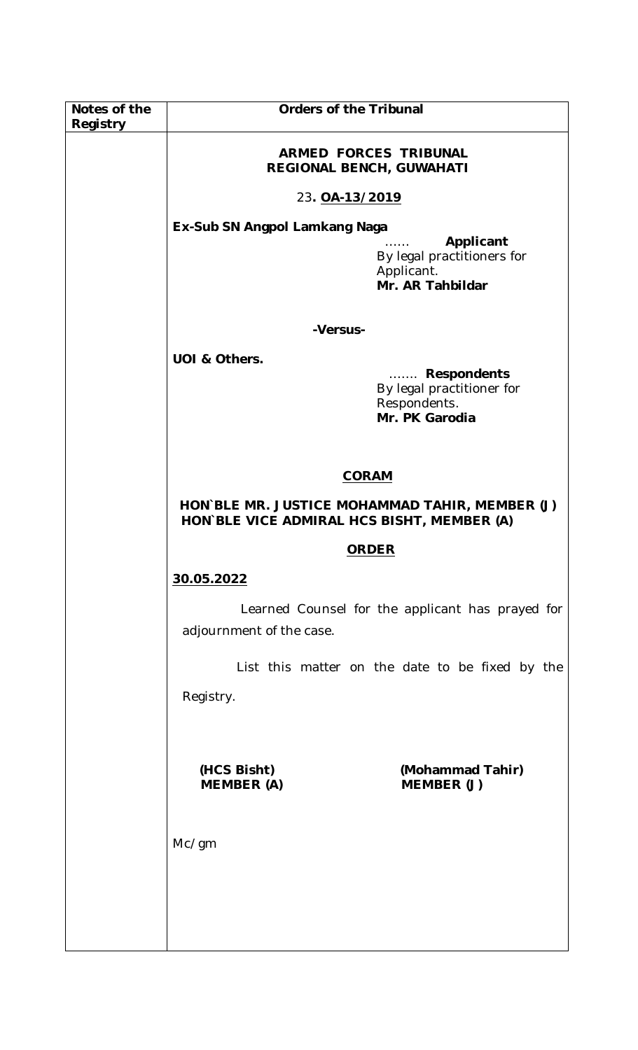| Notes of the Registry | Orders of the Tribunal |
| --- | --- |
| | **ARMED FORCES TRIBUNAL**<br>**REGIONAL BENCH, GUWAHATI**<br><br>23**. <u>OA-13/2019</u>**<br><br>**Ex-Sub SN Angpol Lamkang Naga**<br>…… **Applicant**<br>By legal practitioners for Applicant.<br>**Mr. AR Tahbildar**<br><br>**-Versus-**<br><br>**UOI & Others.**<br>……. **Respondents**<br>By legal practitioner for Respondents.<br>**Mr. PK Garodia**<br><br>**<u>CORAM</u>**<br><br>**HON`BLE MR. JUSTICE MOHAMMAD TAHIR, MEMBER (J)**<br>**HON`BLE VICE ADMIRAL HCS BISHT, MEMBER (A)**<br><br>**<u>ORDER</u>**<br><br>**<u>30.05.2022</u>**<br><br>Learned Counsel for the applicant has prayed for adjournment of the case.<br><br>List this matter on the date to be fixed by the Registry.<br><br>**(HCS Bisht)** **(Mohammad Tahir)**<br>**MEMBER (A)** **MEMBER (J)**<br><br>Mc/gm |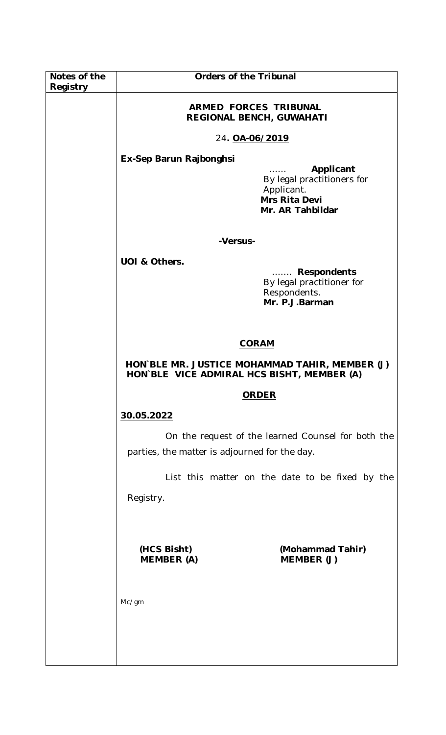| Notes of the Registry | Orders of the Tribunal |
|---|---|
| | **ARMED FORCES TRIBUNAL**<br>**REGIONAL BENCH, GUWAHATI**<br><br>24**. OA-06/2019**<br><br>**Ex-Sep Barun Rajbonghsi**<br>…… **Applicant**<br>By legal practitioners for Applicant.<br>**Mrs Rita Devi**<br>**Mr. AR Tahbildar**<br><br>**-Versus-**<br><br>**UOI & Others.**<br>……. **Respondents**<br>By legal practitioner for Respondents.<br>**Mr. P.J.Barman**<br><br>**CORAM**<br><br>**HON`BLE MR. JUSTICE MOHAMMAD TAHIR, MEMBER (J)**<br>**HON`BLE VICE ADMIRAL HCS BISHT, MEMBER (A)**<br><br>**ORDER**<br><br>**30.05.2022**<br><br>On the request of the learned Counsel for both the parties, the matter is adjourned for the day.<br><br>List this matter on the date to be fixed by the Registry.<br><br>**(HCS Bisht)** **(Mohammad Tahir)**<br>**MEMBER (A)** **MEMBER (J)**<br><br>Mc/gm |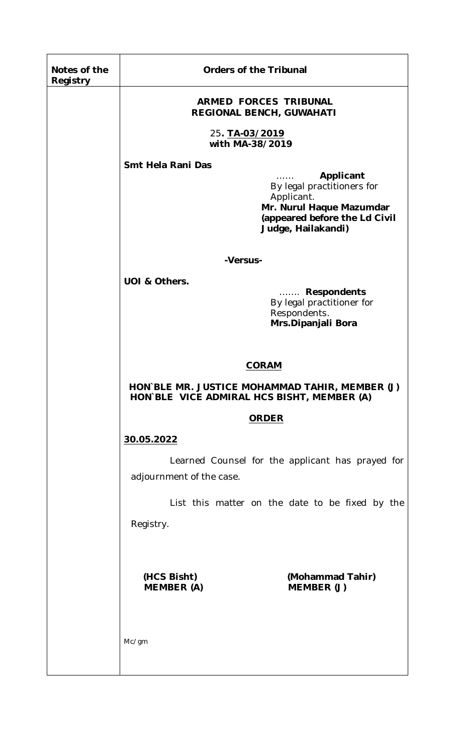| Notes of the Registry | Orders of the Tribunal |
|---|---|
| | |

**ARMED FORCES TRIBUNAL**
**REGIONAL BENCH, GUWAHATI**

25**. TA-03/2019**
**with MA-38/2019**

**Smt Hela Rani Das**

…… **Applicant**
By legal practitioners for Applicant.
**Mr. Nurul Haque Mazumdar (appeared before the Ld Civil Judge, Hailakandi)**

**-Versus-**

**UOI & Others.**

……. **Respondents**
By legal practitioner for Respondents.
**Mrs.Dipanjali Bora**

**CORAM**

**HON`BLE MR. JUSTICE MOHAMMAD TAHIR, MEMBER (J)**
**HON`BLE VICE ADMIRAL HCS BISHT, MEMBER (A)**

**ORDER**

**30.05.2022**

Learned Counsel for the applicant has prayed for adjournment of the case.

List this matter on the date to be fixed by the Registry.

**(HCS Bisht)**
**MEMBER (A)**

**(Mohammad Tahir)**
**MEMBER (J)**

Mc/gm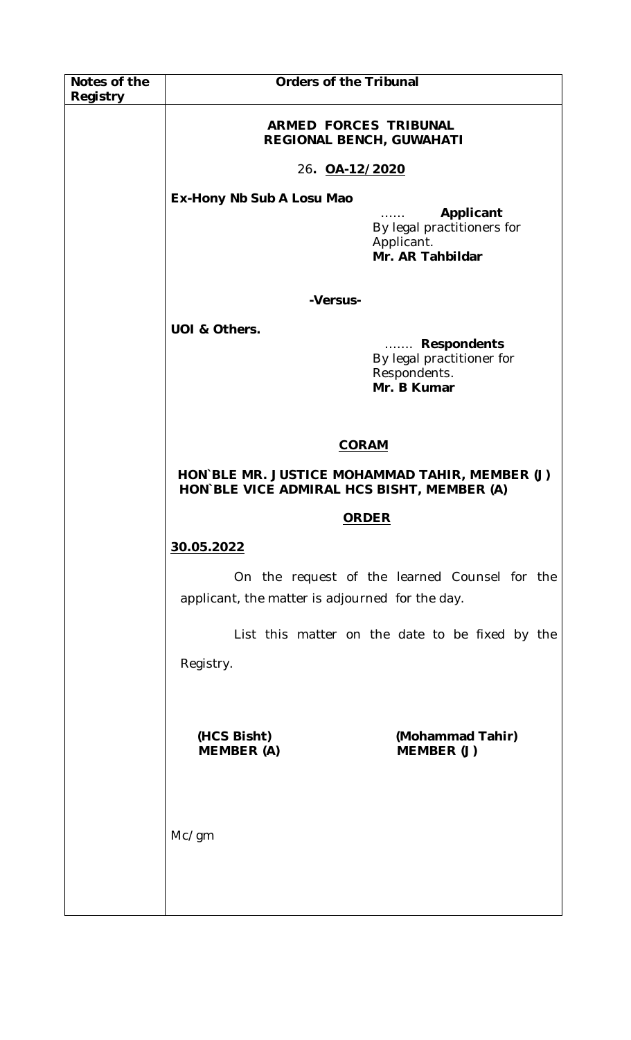| Notes of the Registry | Orders of the Tribunal |
|---|---|
| | |

**ARMED FORCES TRIBUNAL**
**REGIONAL BENCH, GUWAHATI**

26**. OA-12/2020**

**Ex-Hony Nb Sub A Losu Mao**

…… **Applicant**
By legal practitioners for Applicant.
**Mr. AR Tahbildar**

**-Versus-**

**UOI & Others.**

……. **Respondents**
By legal practitioner for Respondents.
**Mr. B Kumar**

**CORAM**

**HON`BLE MR. JUSTICE MOHAMMAD TAHIR, MEMBER (J)**
**HON`BLE VICE ADMIRAL HCS BISHT, MEMBER (A)**

**ORDER**

**30.05.2022**

On the request of the learned Counsel for the applicant, the matter is adjourned for the day.

List this matter on the date to be fixed by the Registry.

**(HCS Bisht)**
**MEMBER (A)**

**(Mohammad Tahir)**
**MEMBER (J)**

Mc/gm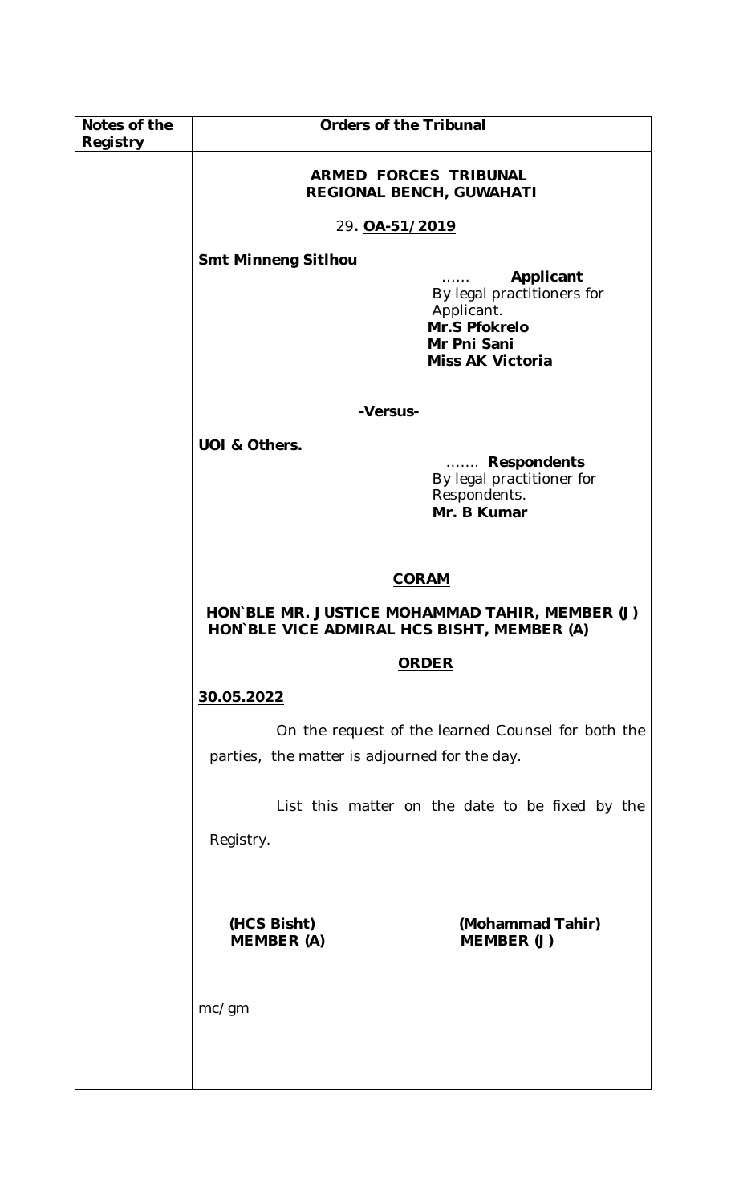| Notes of the Registry | Orders of the Tribunal |
| --- | --- |
| | **ARMED FORCES TRIBUNAL**<br>**REGIONAL BENCH, GUWAHATI**<br><br>29**. OA-51/2019**<br><br>**Smt Minneng Sitlhou**<br>…… **Applicant**<br>By legal practitioners for Applicant.<br>**Mr.S Pfokrelo**<br>**Mr Pni Sani**<br>**Miss AK Victoria**<br><br>**-Versus-**<br><br>**UOI & Others.**<br>……. **Respondents**<br>By legal practitioner for Respondents.<br>**Mr. B Kumar**<br><br>**CORAM**<br><br>**HON`BLE MR. JUSTICE MOHAMMAD TAHIR, MEMBER (J)**<br>**HON`BLE VICE ADMIRAL HCS BISHT, MEMBER (A)**<br><br>**ORDER**<br><br>**30.05.2022**<br><br>On the request of the learned Counsel for both the parties, the matter is adjourned for the day.<br><br>List this matter on the date to be fixed by the Registry.<br><br>**(HCS Bisht)** **(Mohammad Tahir)**<br>**MEMBER (A)** **MEMBER (J)**<br><br>mc/gm |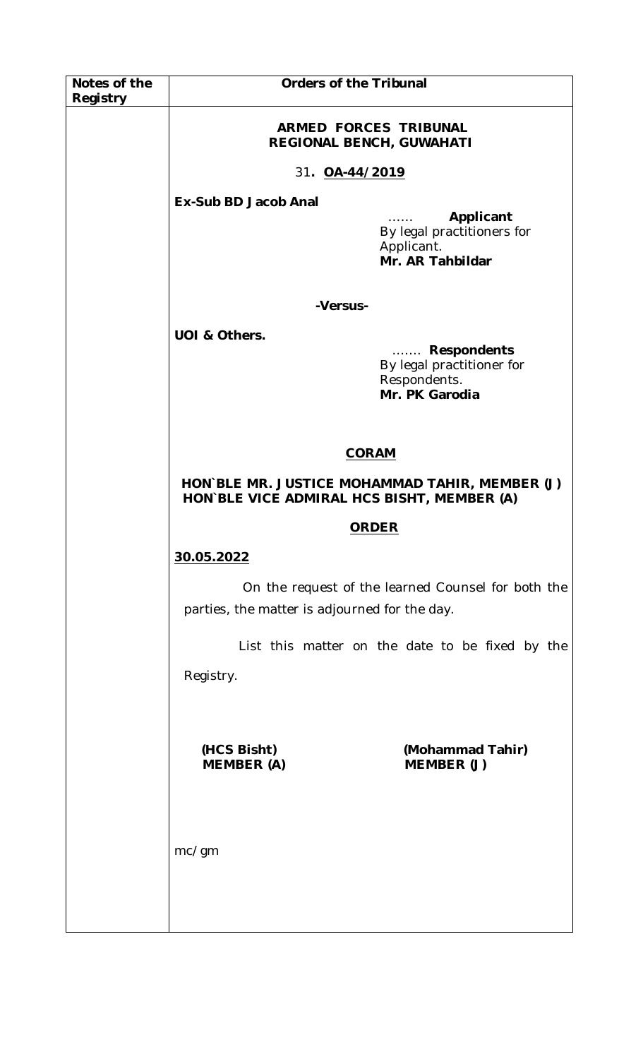| Notes of the Registry | Orders of the Tribunal |
|---|---|
| | |

**ARMED FORCES TRIBUNAL**
**REGIONAL BENCH, GUWAHATI**

31**. OA-44/2019**

**Ex-Sub BD Jacob Anal**

…… **Applicant**
By legal practitioners for Applicant.
**Mr. AR Tahbildar**

**-Versus-**

**UOI & Others.**

……. **Respondents**
By legal practitioner for Respondents.
**Mr. PK Garodia**

**CORAM**

**HON`BLE MR. JUSTICE MOHAMMAD TAHIR, MEMBER (J)**
**HON`BLE VICE ADMIRAL HCS BISHT, MEMBER (A)**

**ORDER**

**30.05.2022**

On the request of the learned Counsel for both the parties, the matter is adjourned for the day.

List this matter on the date to be fixed by the Registry.

**(HCS Bisht)**
**MEMBER (A)**

**(Mohammad Tahir)**
**MEMBER (J)**

mc/gm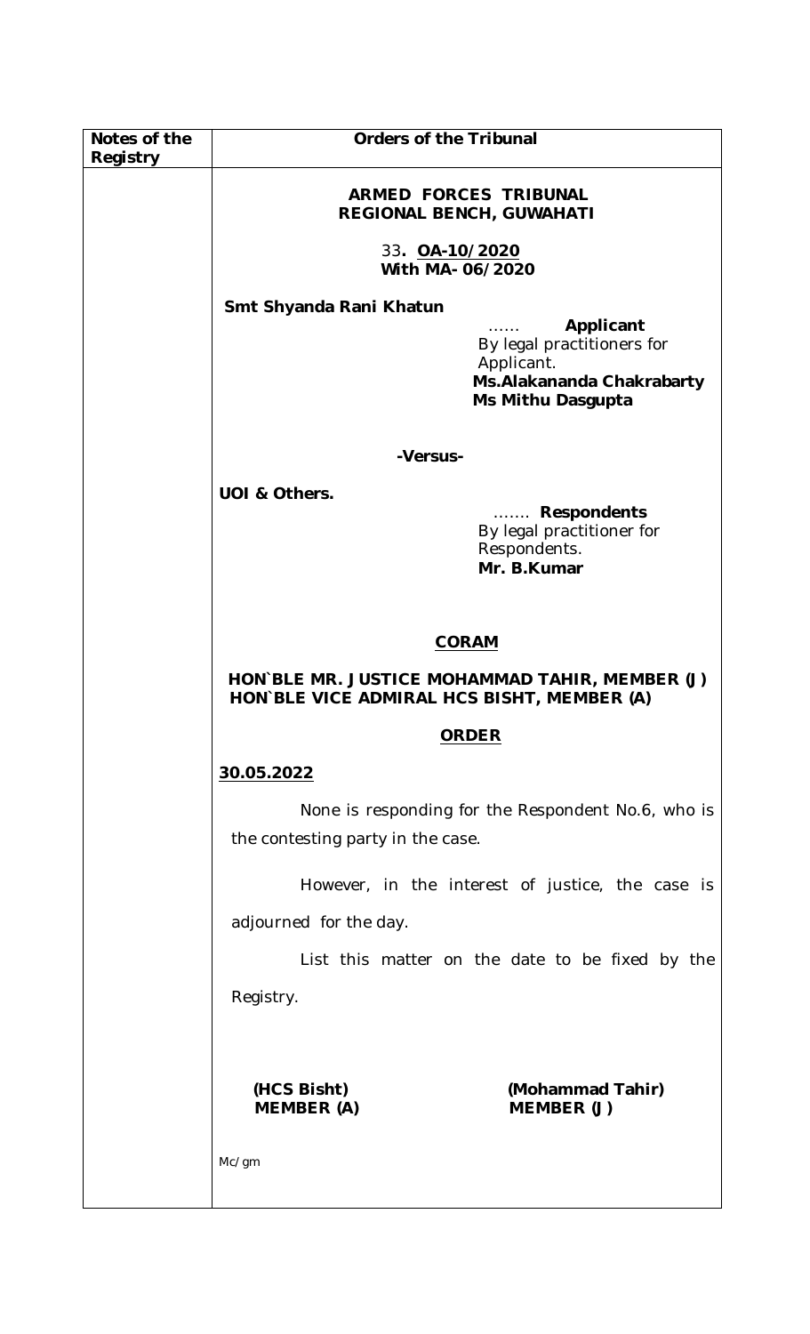| Notes of the Registry | Orders of the Tribunal |
|---|---|
| | |

**ARMED FORCES TRIBUNAL**
**REGIONAL BENCH, GUWAHATI**

33**. OA-10/2020**
**With MA- 06/2020**

**Smt Shyanda Rani Khatun**

…… **Applicant**
By legal practitioners for Applicant.
**Ms.Alakananda Chakrabarty**
**Ms Mithu Dasgupta**

**-Versus-**

**UOI & Others.**

……. **Respondents**
By legal practitioner for Respondents.
**Mr. B.Kumar**

**CORAM**

**HON`BLE MR. JUSTICE MOHAMMAD TAHIR, MEMBER (J)**
**HON`BLE VICE ADMIRAL HCS BISHT, MEMBER (A)**

**ORDER**

**30.05.2022**

None is responding for the Respondent No.6, who is the contesting party in the case.

However, in the interest of justice, the case is adjourned for the day.

List this matter on the date to be fixed by the Registry.

**(HCS Bisht)**
**MEMBER (A)**

**(Mohammad Tahir)**
**MEMBER (J)**

Mc/gm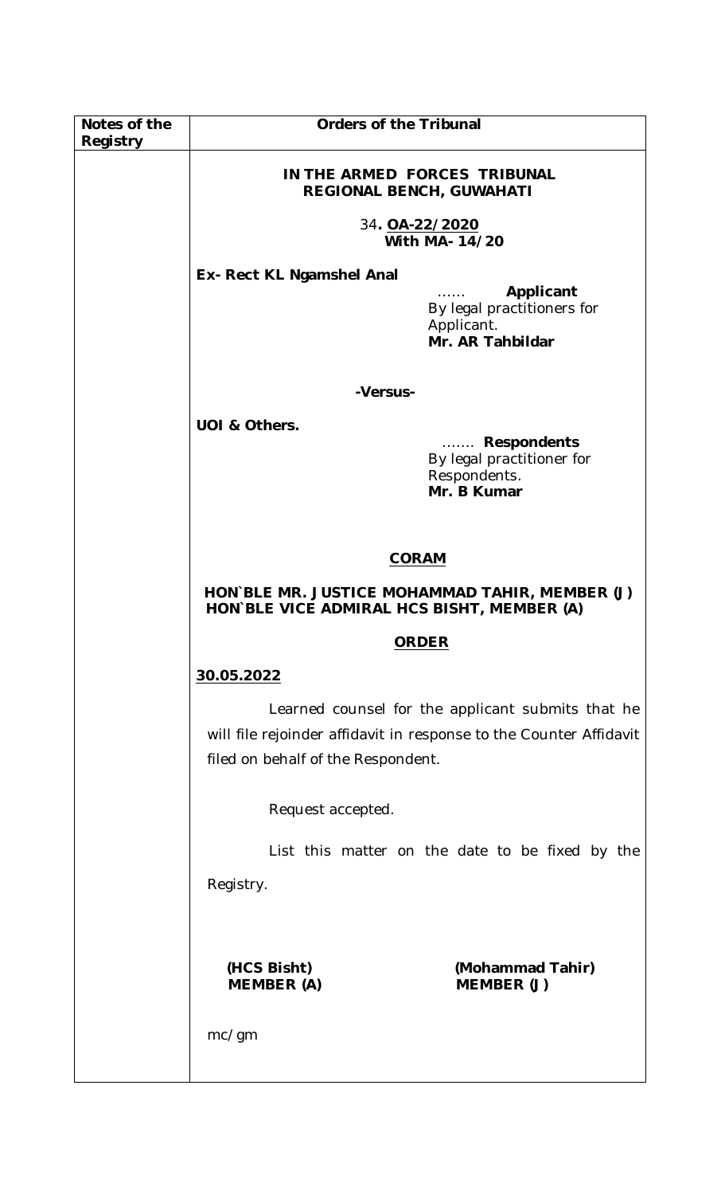| Notes of the Registry | Orders of the Tribunal |
|---|---|

**IN THE ARMED FORCES TRIBUNAL**
**REGIONAL BENCH, GUWAHATI**

34**. OA-22/2020**
**With MA- 14/20**

**Ex- Rect KL Ngamshel Anal**

…… **Applicant**
By legal practitioners for Applicant.
**Mr. AR Tahbildar**

**-Versus-**

**UOI & Others.**

……. **Respondents**
By legal practitioner for Respondents.
**Mr. B Kumar**

**CORAM**

**HON`BLE MR. JUSTICE MOHAMMAD TAHIR, MEMBER (J)**
**HON`BLE VICE ADMIRAL HCS BISHT, MEMBER (A)**

**ORDER**

**30.05.2022**

Learned counsel for the applicant submits that he will file rejoinder affidavit in response to the Counter Affidavit filed on behalf of the Respondent.

Request accepted.

List this matter on the date to be fixed by the Registry.

**(HCS Bisht)**
**MEMBER (A)**

**(Mohammad Tahir)**
**MEMBER (J)**

mc/gm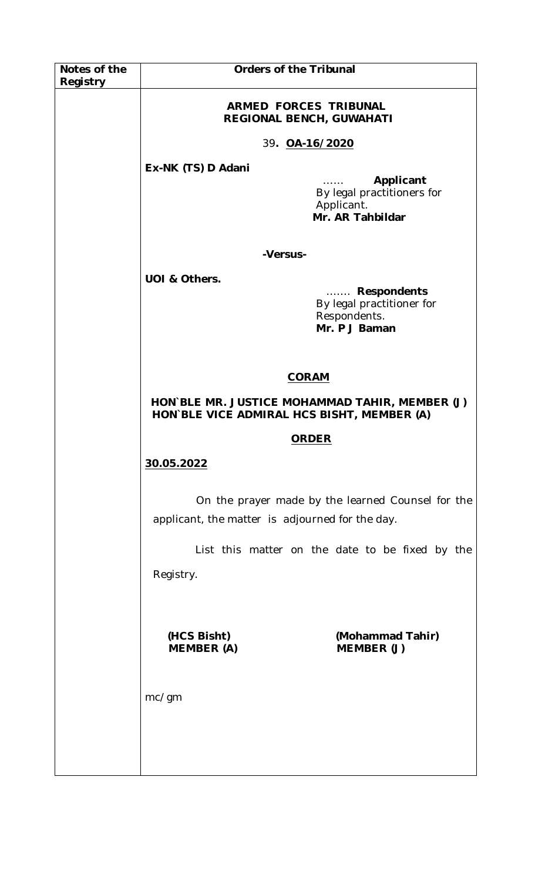| Notes of the Registry | Orders of the Tribunal |
|---|---|
| | **ARMED FORCES TRIBUNAL REGIONAL BENCH, GUWAHATI** |

39**. OA-16/2020**

**Ex-NK (TS) D Adani**

…… **Applicant**
By legal practitioners for Applicant.
**Mr. AR Tahbildar**

**-Versus-**

**UOI & Others.**

……. **Respondents**
By legal practitioner for Respondents.
**Mr. P J Baman**

**CORAM**

**HON`BLE MR. JUSTICE MOHAMMAD TAHIR, MEMBER (J)**
**HON`BLE VICE ADMIRAL HCS BISHT, MEMBER (A)**

**ORDER**

**30.05.2022**

On the prayer made by the learned Counsel for the applicant, the matter is adjourned for the day.

List this matter on the date to be fixed by the Registry.

**(HCS Bisht)**
**MEMBER (A)**

**(Mohammad Tahir)**
**MEMBER (J)**

mc/gm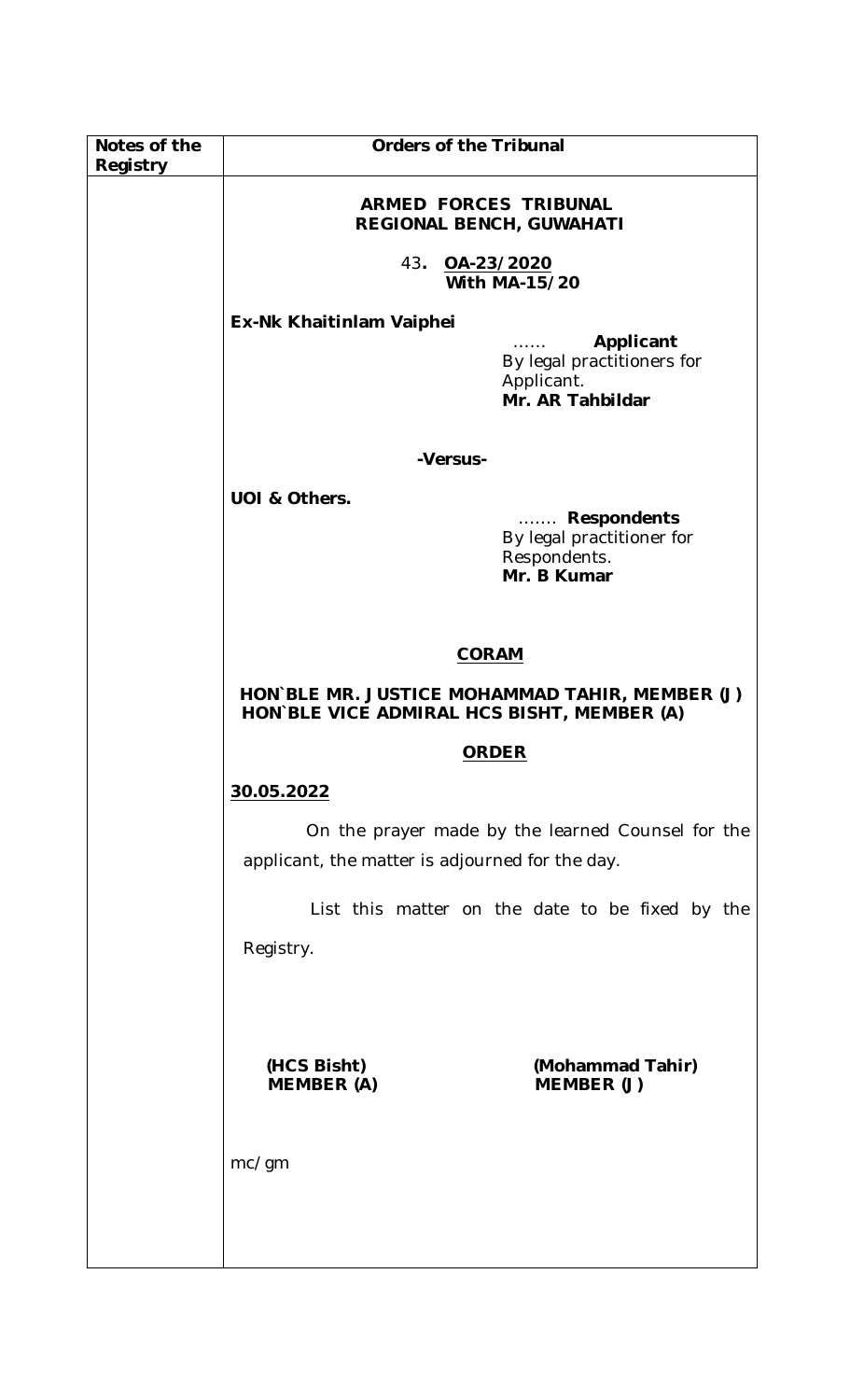| Notes of the Registry | Orders of the Tribunal |
|---|---|

**ARMED FORCES TRIBUNAL**
**REGIONAL BENCH, GUWAHATI**

43**.** **OA-23/2020**
**With MA-15/20**

**Ex-Nk Khaitinlam Vaiphei**

…… **Applicant**
By legal practitioners for Applicant.
**Mr. AR Tahbildar**

**-Versus-**

**UOI & Others.**

……. **Respondents**
By legal practitioner for Respondents.
**Mr. B Kumar**

**CORAM**

**HON`BLE MR. JUSTICE MOHAMMAD TAHIR, MEMBER (J)**
**HON`BLE VICE ADMIRAL HCS BISHT, MEMBER (A)**

**ORDER**

**30.05.2022**

On the prayer made by the learned Counsel for the applicant, the matter is adjourned for the day.

List this matter on the date to be fixed by the Registry.

**(HCS Bisht)**
**MEMBER (A)**

**(Mohammad Tahir)**
**MEMBER (J)**

mc/gm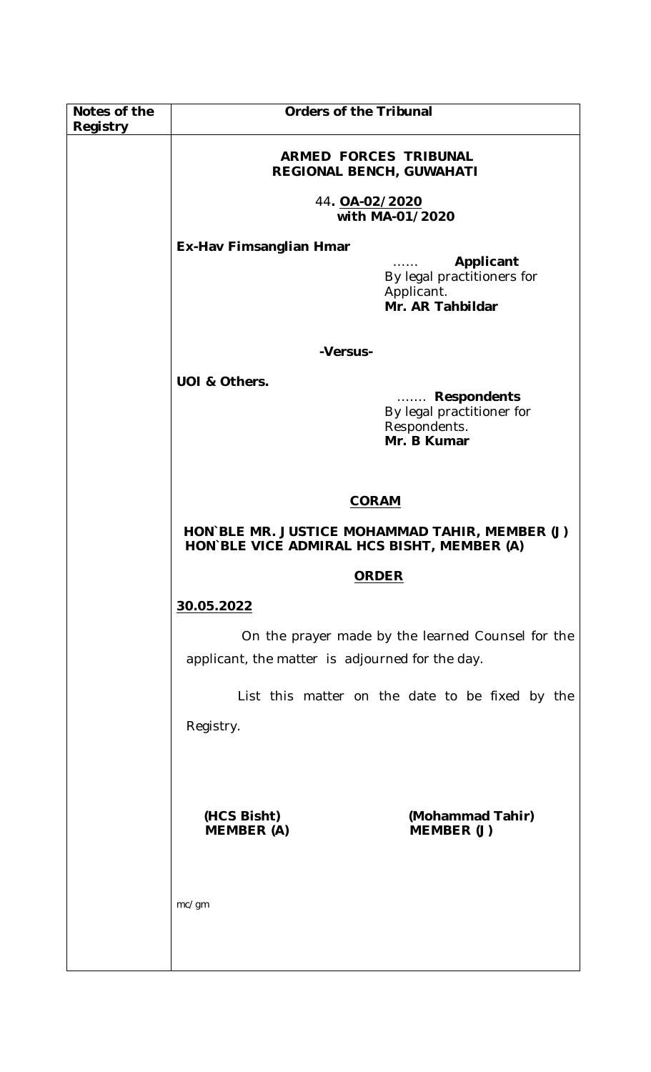| Notes of the Registry | Orders of the Tribunal |
|---|---|
| | |

**ARMED FORCES TRIBUNAL**
**REGIONAL BENCH, GUWAHATI**

44**. OA-02/2020**
**with MA-01/2020**

**Ex-Hav Fimsanglian Hmar**
…… **Applicant**
By legal practitioners for Applicant.
**Mr. AR Tahbildar**

**-Versus-**

**UOI & Others.**
……. **Respondents**
By legal practitioner for Respondents.
**Mr. B Kumar**

**CORAM**

**HON`BLE MR. JUSTICE MOHAMMAD TAHIR, MEMBER (J)**
**HON`BLE VICE ADMIRAL HCS BISHT, MEMBER (A)**

**ORDER**

**30.05.2022**

On the prayer made by the learned Counsel for the applicant, the matter is adjourned for the day.

List this matter on the date to be fixed by the Registry.

**(HCS Bisht)**
**MEMBER (A)**

**(Mohammad Tahir)**
**MEMBER (J)**

mc/gm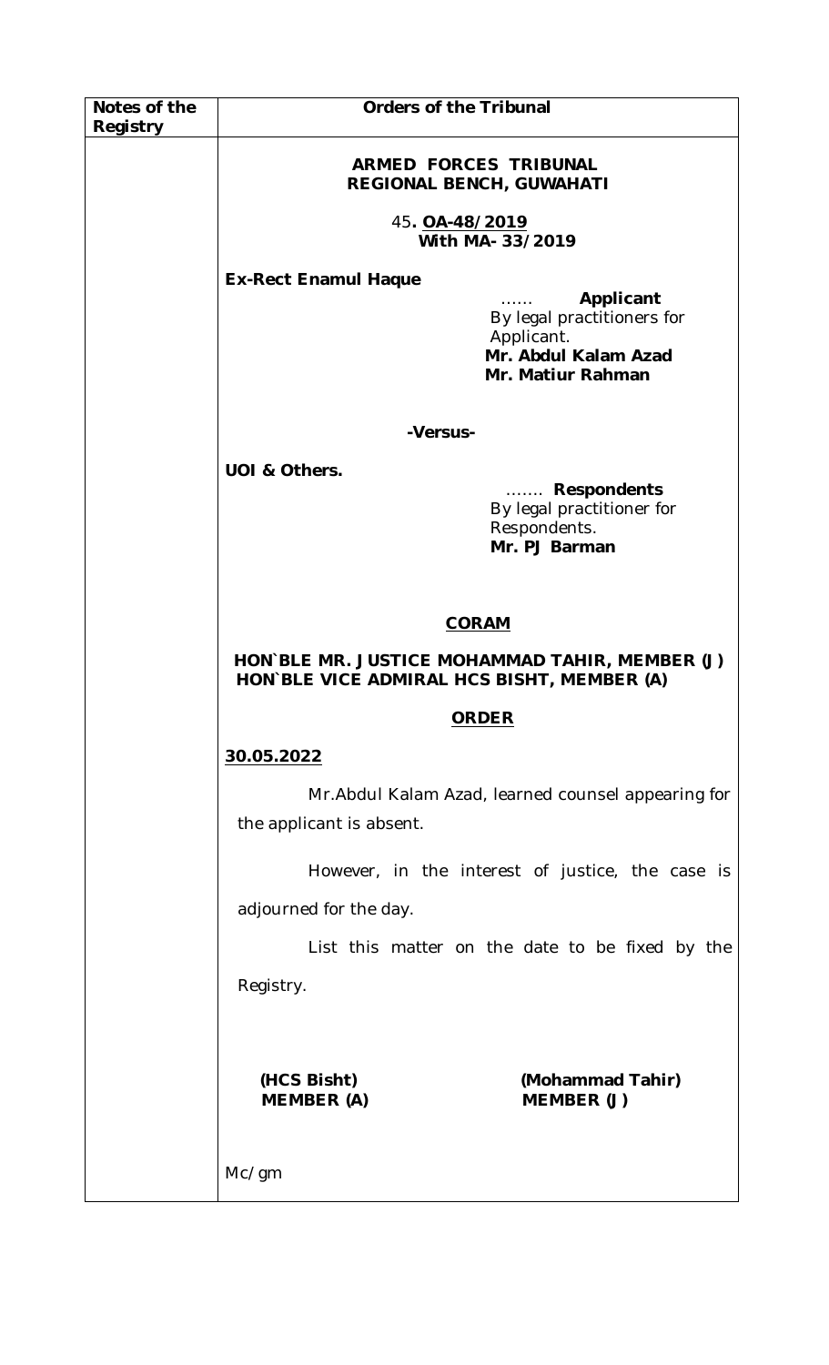| Notes of the Registry | Orders of the Tribunal |
|---|---|
| | **ARMED FORCES TRIBUNAL**<br>**REGIONAL BENCH, GUWAHATI**<br><br>45**. OA-48/2019**<br>**With MA- 33/2019**<br><br>**Ex-Rect Enamul Haque**<br>…… **Applicant**<br>By legal practitioners for Applicant.<br>**Mr. Abdul Kalam Azad**<br>**Mr. Matiur Rahman**<br><br>**-Versus-**<br><br>**UOI & Others.**<br>……. **Respondents**<br>By legal practitioner for Respondents.<br>**Mr. PJ Barman**<br><br>**CORAM**<br><br>**HON`BLE MR. JUSTICE MOHAMMAD TAHIR, MEMBER (J)**<br>**HON`BLE VICE ADMIRAL HCS BISHT, MEMBER (A)**<br><br>**ORDER**<br><br>**30.05.2022**<br><br>Mr.Abdul Kalam Azad, learned counsel appearing for the applicant is absent.<br><br>However, in the interest of justice, the case is adjourned for the day.<br><br>List this matter on the date to be fixed by the Registry.<br><br>**(HCS Bisht)** **MEMBER (A)**<br>**(Mohammad Tahir)** **MEMBER (J)**<br><br>Mc/gm |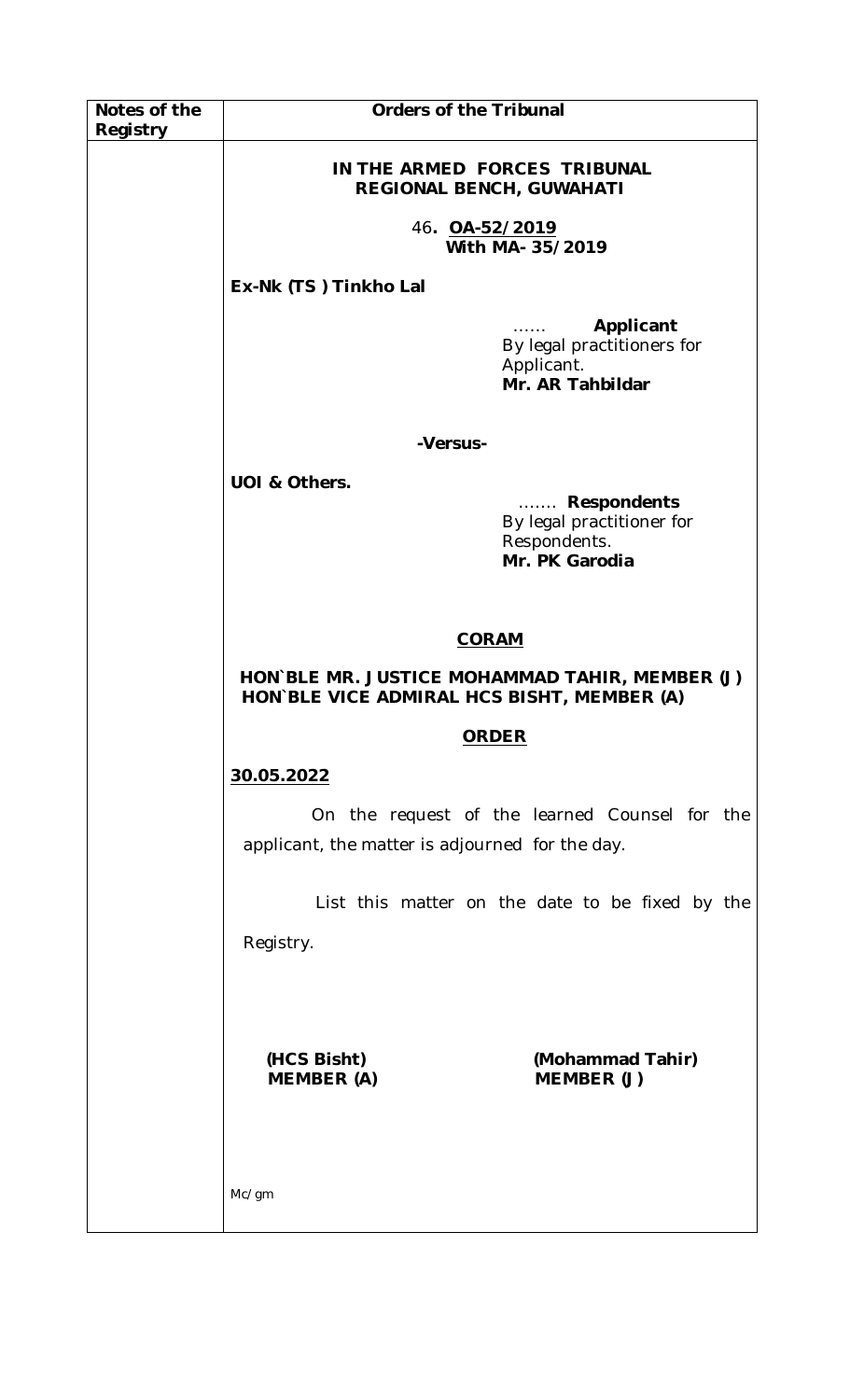| Notes of the Registry | Orders of the Tribunal |
|---|---|

**IN THE ARMED FORCES TRIBUNAL**
**REGIONAL BENCH, GUWAHATI**

46**. OA-52/2019**
**With MA- 35/2019**

**Ex-Nk (TS ) Tinkho Lal**

…… **Applicant**
By legal practitioners for Applicant.
**Mr. AR Tahbildar**

**-Versus-**

**UOI & Others.**

……. **Respondents**
By legal practitioner for Respondents.
**Mr. PK Garodia**

**CORAM**

**HON`BLE MR. JUSTICE MOHAMMAD TAHIR, MEMBER (J)**
**HON`BLE VICE ADMIRAL HCS BISHT, MEMBER (A)**

**ORDER**

**30.05.2022**

On the request of the learned Counsel for the applicant, the matter is adjourned for the day.

List this matter on the date to be fixed by the Registry.

**(HCS Bisht)**
**MEMBER (A)**

**(Mohammad Tahir)**
**MEMBER (J)**

Mc/gm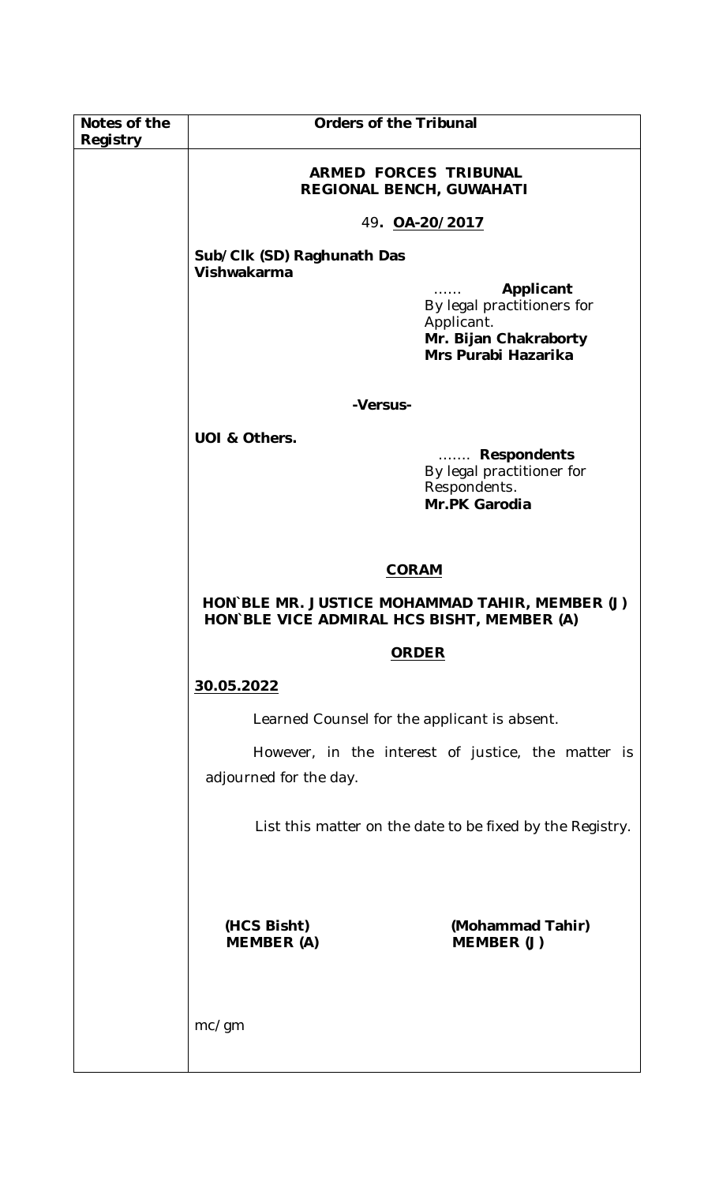| Notes of the Registry | Orders of the Tribunal |
|---|---|
| | **ARMED FORCES TRIBUNAL**<br>**REGIONAL BENCH, GUWAHATI**<br><br>49**. OA-20/2017**<br><br>**Sub/Clk (SD) Raghunath Das Vishwakarma**<br>...... **Applicant**<br>By legal practitioners for Applicant.<br>**Mr. Bijan Chakraborty**<br>**Mrs Purabi Hazarika**<br><br>**-Versus-**<br><br>**UOI & Others.**<br>....... **Respondents**<br>By legal practitioner for Respondents.<br>**Mr.PK Garodia**<br><br>**CORAM**<br><br>**HON`BLE MR. JUSTICE MOHAMMAD TAHIR, MEMBER (J)**<br>**HON`BLE VICE ADMIRAL HCS BISHT, MEMBER (A)**<br><br>**ORDER**<br><br>**30.05.2022**<br><br>Learned Counsel for the applicant is absent.<br><br>However, in the interest of justice, the matter is adjourned for the day.<br><br>List this matter on the date to be fixed by the Registry.<br><br>**(HCS Bisht)** **(Mohammad Tahir)**<br>**MEMBER (A)** **MEMBER (J)**<br><br>mc/gm |